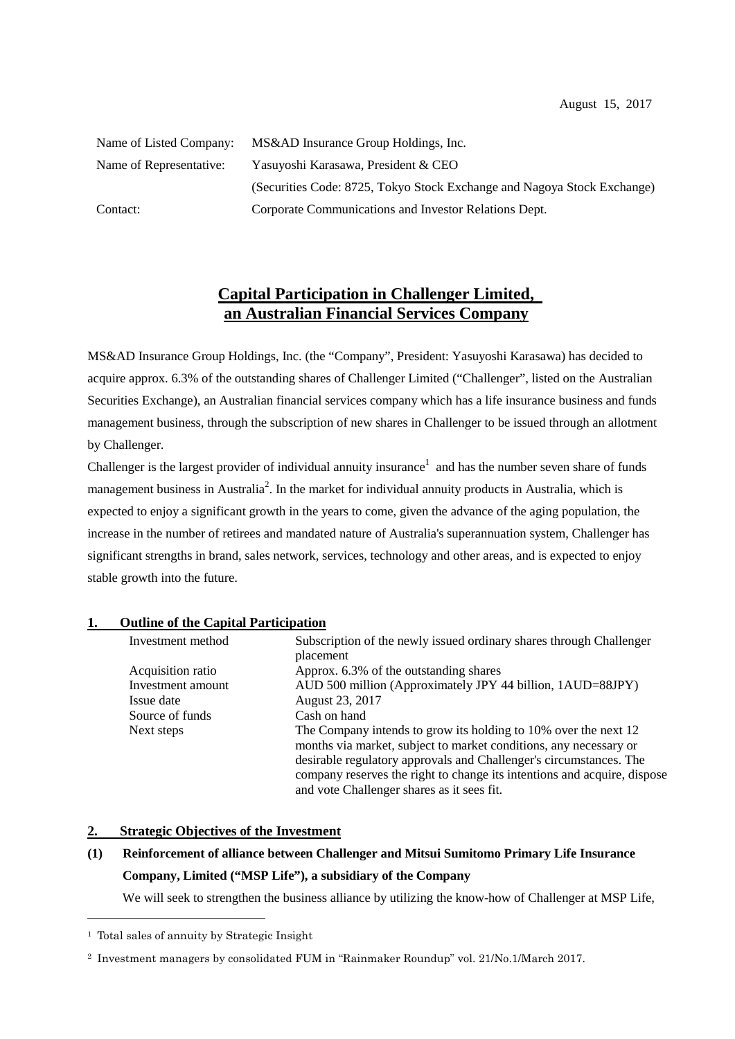August 15, 2017

| | |
|---|---|
| Name of Listed Company: | MS&AD Insurance Group Holdings, Inc. |
| Name of Representative: | Yasuyoshi Karasawa, President & CEO |
| | (Securities Code: 8725, Tokyo Stock Exchange and Nagoya Stock Exchange) |
| Contact: | Corporate Communications and Investor Relations Dept. |

# Capital Participation in Challenger Limited, an Australian Financial Services Company

MS&AD Insurance Group Holdings, Inc. (the "Company", President: Yasuyoshi Karasawa) has decided to acquire approx. 6.3% of the outstanding shares of Challenger Limited ("Challenger", listed on the Australian Securities Exchange), an Australian financial services company which has a life insurance business and funds management business, through the subscription of new shares in Challenger to be issued through an allotment by Challenger.

Challenger is the largest provider of individual annuity insurance[1] and has the number seven share of funds management business in Australia[2]. In the market for individual annuity products in Australia, which is expected to enjoy a significant growth in the years to come, given the advance of the aging population, the increase in the number of retirees and mandated nature of Australia's superannuation system, Challenger has significant strengths in brand, sales network, services, technology and other areas, and is expected to enjoy stable growth into the future.

## 1. Outline of the Capital Participation

| | |
|---|---|
| Investment method | Subscription of the newly issued ordinary shares through Challenger placement |
| Acquisition ratio | Approx. 6.3% of the outstanding shares |
| Investment amount | AUD 500 million (Approximately JPY 44 billion, 1AUD=88JPY) |
| Issue date | August 23, 2017 |
| Source of funds | Cash on hand |
| Next steps | The Company intends to grow its holding to 10% over the next 12 months via market, subject to market conditions, any necessary or desirable regulatory approvals and Challenger's circumstances. The company reserves the right to change its intentions and acquire, dispose and vote Challenger shares as it sees fit. |

## 2. Strategic Objectives of the Investment

### (1) Reinforcement of alliance between Challenger and Mitsui Sumitomo Primary Life Insurance Company, Limited ("MSP Life"), a subsidiary of the Company

We will seek to strengthen the business alliance by utilizing the know-how of Challenger at MSP Life,

---

[1] Total sales of annuity by Strategic Insight

[2] Investment managers by consolidated FUM in "Rainmaker Roundup" vol. 21/No.1/March 2017.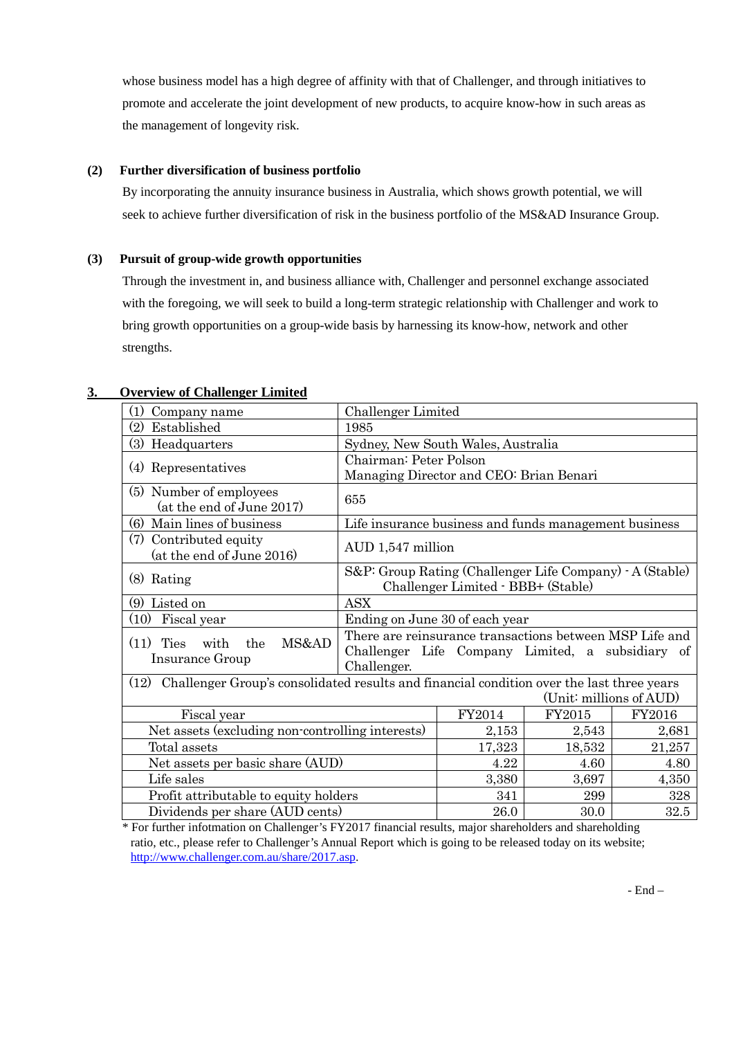whose business model has a high degree of affinity with that of Challenger, and through initiatives to promote and accelerate the joint development of new products, to acquire know-how in such areas as the management of longevity risk.

**(2) Further diversification of business portfolio**

By incorporating the annuity insurance business in Australia, which shows growth potential, we will seek to achieve further diversification of risk in the business portfolio of the MS&AD Insurance Group.

**(3) Pursuit of group-wide growth opportunities**

Through the investment in, and business alliance with, Challenger and personnel exchange associated with the foregoing, we will seek to build a long-term strategic relationship with Challenger and work to bring growth opportunities on a group-wide basis by harnessing its know-how, network and other strengths.

## 3. Overview of Challenger Limited

| | |
|---|---|
| (1) Company name | Challenger Limited |
| (2) Established | 1985 |
| (3) Headquarters | Sydney, New South Wales, Australia |
| (4) Representatives | Chairman: Peter Polson<br>Managing Director and CEO: Brian Benari |
| (5) Number of employees (at the end of June 2017) | 655 |
| (6) Main lines of business | Life insurance business and funds management business |
| (7) Contributed equity (at the end of June 2016) | AUD 1,547 million |
| (8) Rating | S&P: Group Rating (Challenger Life Company) - A (Stable)<br>Challenger Limited - BBB+ (Stable) |
| (9) Listed on | ASX |
| (10) Fiscal year | Ending on June 30 of each year |
| (11) Ties with the MS&AD Insurance Group | There are reinsurance transactions between MSP Life and Challenger Life Company Limited, a subsidiary of Challenger. |

(12) Challenger Group's consolidated results and financial condition over the last three years (Unit: millions of AUD)

| Fiscal year | FY2014 | FY2015 | FY2016 |
|---|---|---|---|
| Net assets (excluding non-controlling interests) | 2,153 | 2,543 | 2,681 |
| Total assets | 17,323 | 18,532 | 21,257 |
| Net assets per basic share (AUD) | 4.22 | 4.60 | 4.80 |
| Life sales | 3,380 | 3,697 | 4,350 |
| Profit attributable to equity holders | 341 | 299 | 328 |
| Dividends per share (AUD cents) | 26.0 | 30.0 | 32.5 |

* For further infotmation on Challenger's FY2017 financial results, major shareholders and shareholding ratio, etc., please refer to Challenger's Annual Report which is going to be released today on its website; http://www.challenger.com.au/share/2017.asp.

- End –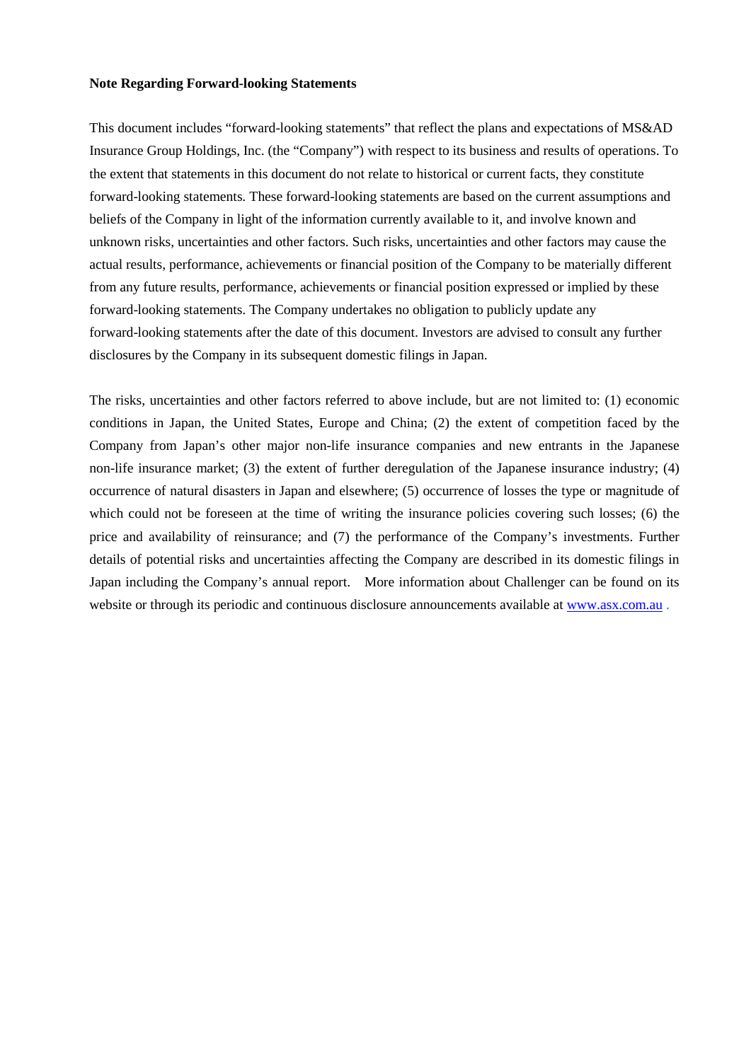**Note Regarding Forward-looking Statements**

This document includes "forward-looking statements" that reflect the plans and expectations of MS&AD Insurance Group Holdings, Inc. (the "Company") with respect to its business and results of operations. To the extent that statements in this document do not relate to historical or current facts, they constitute forward-looking statements. These forward-looking statements are based on the current assumptions and beliefs of the Company in light of the information currently available to it, and involve known and unknown risks, uncertainties and other factors. Such risks, uncertainties and other factors may cause the actual results, performance, achievements or financial position of the Company to be materially different from any future results, performance, achievements or financial position expressed or implied by these forward-looking statements. The Company undertakes no obligation to publicly update any forward-looking statements after the date of this document. Investors are advised to consult any further disclosures by the Company in its subsequent domestic filings in Japan.

The risks, uncertainties and other factors referred to above include, but are not limited to: (1) economic conditions in Japan, the United States, Europe and China; (2) the extent of competition faced by the Company from Japan's other major non-life insurance companies and new entrants in the Japanese non-life insurance market; (3) the extent of further deregulation of the Japanese insurance industry; (4) occurrence of natural disasters in Japan and elsewhere; (5) occurrence of losses the type or magnitude of which could not be foreseen at the time of writing the insurance policies covering such losses; (6) the price and availability of reinsurance; and (7) the performance of the Company's investments. Further details of potential risks and uncertainties affecting the Company are described in its domestic filings in Japan including the Company's annual report. More information about Challenger can be found on its website or through its periodic and continuous disclosure announcements available at www.asx.com.au .